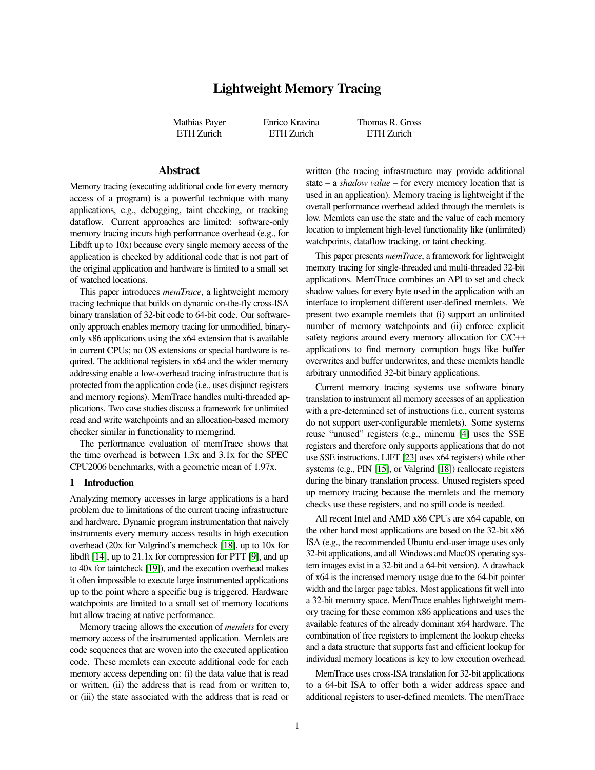# Lightweight Memory Tracing

Mathias Payer  
ETH Zurich

Enrico Kravina  
ETH Zurich

Thomas R. Gross  
ETH Zurich

## Abstract

Memory tracing (executing additional code for every memory access of a program) is a powerful technique with many applications, e.g., debugging, taint checking, or tracking dataflow. Current approaches are limited: software-only memory tracing incurs high performance overhead (e.g., for Libdft up to 10x) because every single memory access of the application is checked by additional code that is not part of the original application and hardware is limited to a small set of watched locations.

This paper introduces *memTrace*, a lightweight memory tracing technique that builds on dynamic on-the-fly cross-ISA binary translation of 32-bit code to 64-bit code. Our software-only approach enables memory tracing for unmodified, binary-only x86 applications using the x64 extension that is available in current CPUs; no OS extensions or special hardware is required. The additional registers in x64 and the wider memory addressing enable a low-overhead tracing infrastructure that is protected from the application code (i.e., uses disjunct registers and memory regions). MemTrace handles multi-threaded applications. Two case studies discuss a framework for unlimited read and write watchpoints and an allocation-based memory checker similar in functionality to memgrind.

The performance evaluation of memTrace shows that the time overhead is between 1.3x and 3.1x for the SPEC CPU2006 benchmarks, with a geometric mean of 1.97x.

## 1 Introduction

Analyzing memory accesses in large applications is a hard problem due to limitations of the current tracing infrastructure and hardware. Dynamic program instrumentation that naively instruments every memory access results in high execution overhead (20x for Valgrind's memcheck [18], up to 10x for libdft [14], up to 21.1x for compression for PTT [9], and up to 40x for taintcheck [19]), and the execution overhead makes it often impossible to execute large instrumented applications up to the point where a specific bug is triggered. Hardware watchpoints are limited to a small set of memory locations but allow tracing at native performance.

Memory tracing allows the execution of *memlets* for every memory access of the instrumented application. Memlets are code sequences that are woven into the executed application code. These memlets can execute additional code for each memory access depending on: (i) the data value that is read or written, (ii) the address that is read from or written to, or (iii) the state associated with the address that is read or written (the tracing infrastructure may provide additional state – a *shadow value* – for every memory location that is used in an application). Memory tracing is lightweight if the overall performance overhead added through the memlets is low. Memlets can use the state and the value of each memory location to implement high-level functionality like (unlimited) watchpoints, dataflow tracking, or taint checking.

This paper presents *memTrace*, a framework for lightweight memory tracing for single-threaded and multi-threaded 32-bit applications. MemTrace combines an API to set and check shadow values for every byte used in the application with an interface to implement different user-defined memlets. We present two example memlets that (i) support an unlimited number of memory watchpoints and (ii) enforce explicit safety regions around every memory allocation for C/C++ applications to find memory corruption bugs like buffer overwrites and buffer underwrites, and these memlets handle arbitrary unmodified 32-bit binary applications.

Current memory tracing systems use software binary translation to instrument all memory accesses of an application with a pre-determined set of instructions (i.e., current systems do not support user-configurable memlets). Some systems reuse "unused" registers (e.g., minemu [4] uses the SSE registers and therefore only supports applications that do not use SSE instructions, LIFT [23] uses x64 registers) while other systems (e.g., PIN [15], or Valgrind [18]) reallocate registers during the binary translation process. Unused registers speed up memory tracing because the memlets and the memory checks use these registers, and no spill code is needed.

All recent Intel and AMD x86 CPUs are x64 capable, on the other hand most applications are based on the 32-bit x86 ISA (e.g., the recommended Ubuntu end-user image uses only 32-bit applications, and all Windows and MacOS operating system images exist in a 32-bit and a 64-bit version). A drawback of x64 is the increased memory usage due to the 64-bit pointer width and the larger page tables. Most applications fit well into a 32-bit memory space. MemTrace enables lightweight memory tracing for these common x86 applications and uses the available features of the already dominant x64 hardware. The combination of free registers to implement the lookup checks and a data structure that supports fast and efficient lookup for individual memory locations is key to low execution overhead.

MemTrace uses cross-ISA translation for 32-bit applications to a 64-bit ISA to offer both a wider address space and additional registers to user-defined memlets. The memTrace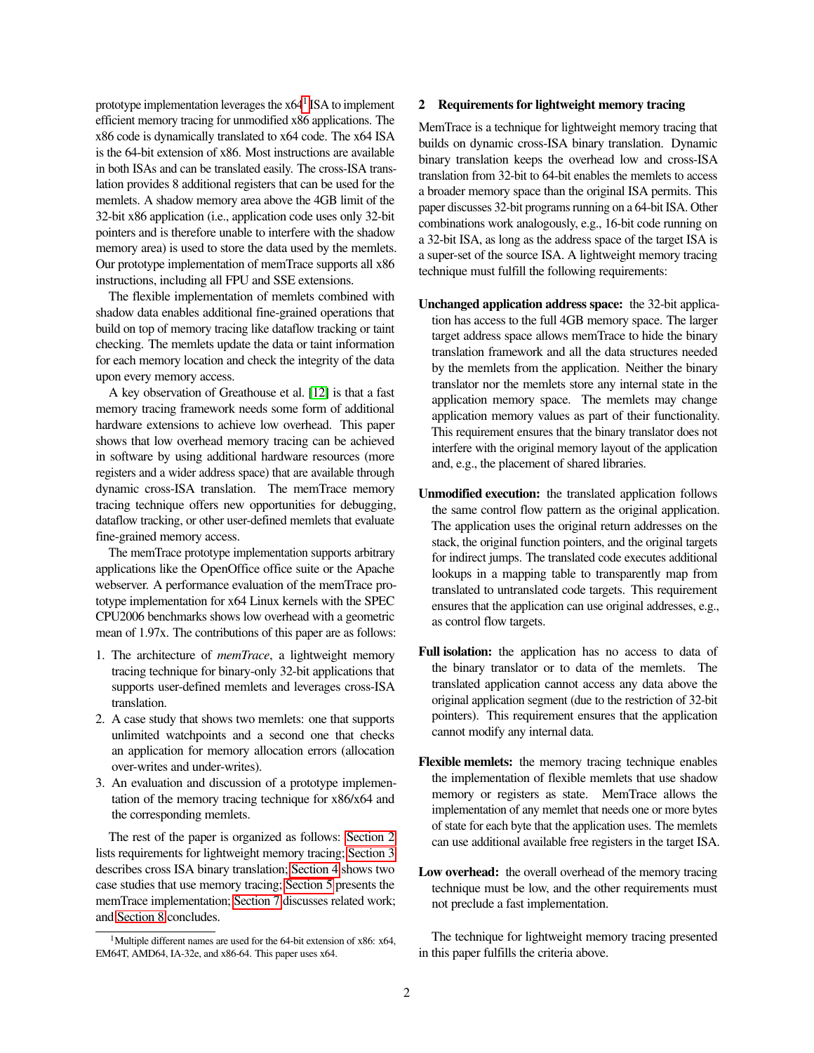prototype implementation leverages the x64[1] ISA to implement efficient memory tracing for unmodified x86 applications. The x86 code is dynamically translated to x64 code. The x64 ISA is the 64-bit extension of x86. Most instructions are available in both ISAs and can be translated easily. The cross-ISA translation provides 8 additional registers that can be used for the memlets. A shadow memory area above the 4GB limit of the 32-bit x86 application (i.e., application code uses only 32-bit pointers and is therefore unable to interfere with the shadow memory area) is used to store the data used by the memlets. Our prototype implementation of memTrace supports all x86 instructions, including all FPU and SSE extensions.

The flexible implementation of memlets combined with shadow data enables additional fine-grained operations that build on top of memory tracing like dataflow tracking or taint checking. The memlets update the data or taint information for each memory location and check the integrity of the data upon every memory access.

A key observation of Greathouse et al. [12] is that a fast memory tracing framework needs some form of additional hardware extensions to achieve low overhead. This paper shows that low overhead memory tracing can be achieved in software by using additional hardware resources (more registers and a wider address space) that are available through dynamic cross-ISA translation. The memTrace memory tracing technique offers new opportunities for debugging, dataflow tracking, or other user-defined memlets that evaluate fine-grained memory access.

The memTrace prototype implementation supports arbitrary applications like the OpenOffice office suite or the Apache webserver. A performance evaluation of the memTrace prototype implementation for x64 Linux kernels with the SPEC CPU2006 benchmarks shows low overhead with a geometric mean of 1.97x. The contributions of this paper are as follows:

1. The architecture of *memTrace*, a lightweight memory tracing technique for binary-only 32-bit applications that supports user-defined memlets and leverages cross-ISA translation.
2. A case study that shows two memlets: one that supports unlimited watchpoints and a second one that checks an application for memory allocation errors (allocation over-writes and under-writes).
3. An evaluation and discussion of a prototype implementation of the memory tracing technique for x86/x64 and the corresponding memlets.

The rest of the paper is organized as follows: Section 2 lists requirements for lightweight memory tracing; Section 3 describes cross ISA binary translation; Section 4 shows two case studies that use memory tracing; Section 5 presents the memTrace implementation; Section 7 discusses related work; and Section 8 concludes.

[1] Multiple different names are used for the 64-bit extension of x86: x64, EM64T, AMD64, IA-32e, and x86-64. This paper uses x64.

## 2 Requirements for lightweight memory tracing

MemTrace is a technique for lightweight memory tracing that builds on dynamic cross-ISA binary translation. Dynamic binary translation keeps the overhead low and cross-ISA translation from 32-bit to 64-bit enables the memlets to access a broader memory space than the original ISA permits. This paper discusses 32-bit programs running on a 64-bit ISA. Other combinations work analogously, e.g., 16-bit code running on a 32-bit ISA, as long as the address space of the target ISA is a super-set of the source ISA. A lightweight memory tracing technique must fulfill the following requirements:

**Unchanged application address space:** the 32-bit application has access to the full 4GB memory space. The larger target address space allows memTrace to hide the binary translation framework and all the data structures needed by the memlets from the application. Neither the binary translator nor the memlets store any internal state in the application memory space. The memlets may change application memory values as part of their functionality. This requirement ensures that the binary translator does not interfere with the original memory layout of the application and, e.g., the placement of shared libraries.

**Unmodified execution:** the translated application follows the same control flow pattern as the original application. The application uses the original return addresses on the stack, the original function pointers, and the original targets for indirect jumps. The translated code executes additional lookups in a mapping table to transparently map from translated to untranslated code targets. This requirement ensures that the application can use original addresses, e.g., as control flow targets.

**Full isolation:** the application has no access to data of the binary translator or to data of the memlets. The translated application cannot access any data above the original application segment (due to the restriction of 32-bit pointers). This requirement ensures that the application cannot modify any internal data.

**Flexible memlets:** the memory tracing technique enables the implementation of flexible memlets that use shadow memory or registers as state. MemTrace allows the implementation of any memlet that needs one or more bytes of state for each byte that the application uses. The memlets can use additional available free registers in the target ISA.

**Low overhead:** the overall overhead of the memory tracing technique must be low, and the other requirements must not preclude a fast implementation.

The technique for lightweight memory tracing presented in this paper fulfills the criteria above.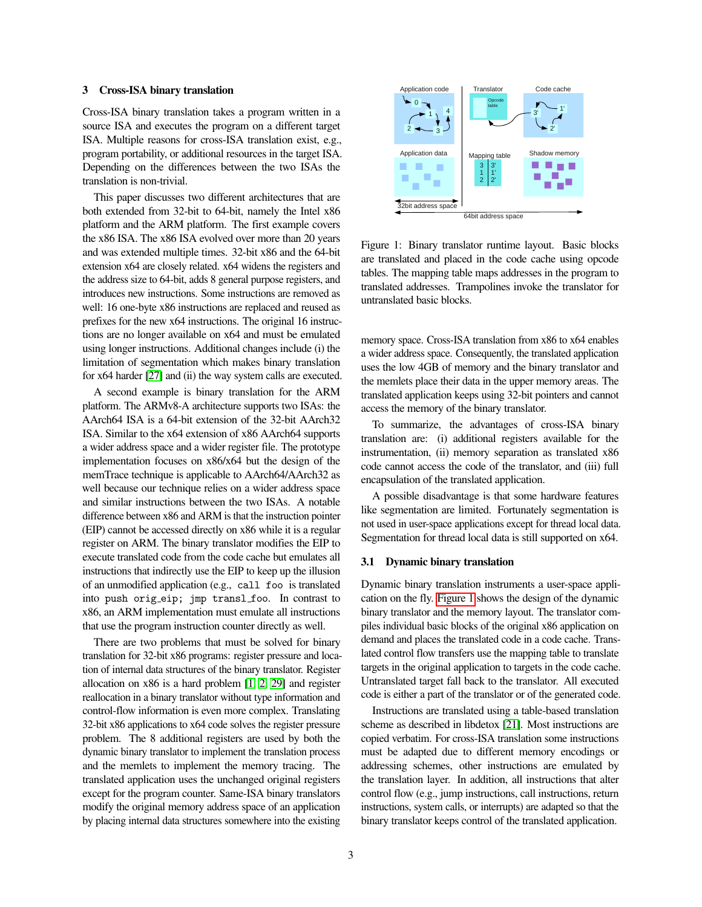## 3 Cross-ISA binary translation

Cross-ISA binary translation takes a program written in a source ISA and executes the program on a different target ISA. Multiple reasons for cross-ISA translation exist, e.g., program portability, or additional resources in the target ISA. Depending on the differences between the two ISAs the translation is non-trivial.

This paper discusses two different architectures that are both extended from 32-bit to 64-bit, namely the Intel x86 platform and the ARM platform. The first example covers the x86 ISA. The x86 ISA evolved over more than 20 years and was extended multiple times. 32-bit x86 and the 64-bit extension x64 are closely related. x64 widens the registers and the address size to 64-bit, adds 8 general purpose registers, and introduces new instructions. Some instructions are removed as well: 16 one-byte x86 instructions are replaced and reused as prefixes for the new x64 instructions. The original 16 instructions are no longer available on x64 and must be emulated using longer instructions. Additional changes include (i) the limitation of segmentation which makes binary translation for x64 harder [27] and (ii) the way system calls are executed.

A second example is binary translation for the ARM platform. The ARMv8-A architecture supports two ISAs: the AArch64 ISA is a 64-bit extension of the 32-bit AArch32 ISA. Similar to the x64 extension of x86 AArch64 supports a wider address space and a wider register file. The prototype implementation focuses on x86/x64 but the design of the memTrace technique is applicable to AArch64/AArch32 as well because our technique relies on a wider address space and similar instructions between the two ISAs. A notable difference between x86 and ARM is that the instruction pointer (EIP) cannot be accessed directly on x86 while it is a regular register on ARM. The binary translator modifies the EIP to execute translated code from the code cache but emulates all instructions that indirectly use the EIP to keep up the illusion of an unmodified application (e.g., `call foo` is translated into `push orig_eip; jmp transl_foo`. In contrast to x86, an ARM implementation must emulate all instructions that use the program instruction counter directly as well.

There are two problems that must be solved for binary translation for 32-bit x86 programs: register pressure and location of internal data structures of the binary translator. Register allocation on x86 is a hard problem [1, 2, 29] and register reallocation in a binary translator without type information and control-flow information is even more complex. Translating 32-bit x86 applications to x64 code solves the register pressure problem. The 8 additional registers are used by both the dynamic binary translator to implement the translation process and the memlets to implement the memory tracing. The translated application uses the unchanged original registers except for the program counter. Same-ISA binary translators modify the original memory address space of an application by placing internal data structures somewhere into the existing memory space. Cross-ISA translation from x86 to x64 enables a wider address space. Consequently, the translated application uses the low 4GB of memory and the binary translator and the memlets place their data in the upper memory areas. The translated application keeps using 32-bit pointers and cannot access the memory of the binary translator.

Figure 1: Binary translator runtime layout. Basic blocks are translated and placed in the code cache using opcode tables. The mapping table maps addresses in the program to translated addresses. Trampolines invoke the translator for untranslated basic blocks.

To summarize, the advantages of cross-ISA binary translation are: (i) additional registers available for the instrumentation, (ii) memory separation as translated x86 code cannot access the code of the translator, and (iii) full encapsulation of the translated application.

A possible disadvantage is that some hardware features like segmentation are limited. Fortunately segmentation is not used in user-space applications except for thread local data. Segmentation for thread local data is still supported on x64.

### 3.1 Dynamic binary translation

Dynamic binary translation instruments a user-space application on the fly. Figure 1 shows the design of the dynamic binary translator and the memory layout. The translator compiles individual basic blocks of the original x86 application on demand and places the translated code in a code cache. Translated control flow transfers use the mapping table to translate targets in the original application to targets in the code cache. Untranslated target fall back to the translator. All executed code is either a part of the translator or of the generated code.

Instructions are translated using a table-based translation scheme as described in libdetox [21]. Most instructions are copied verbatim. For cross-ISA translation some instructions must be adapted due to different memory encodings or addressing schemes, other instructions are emulated by the translation layer. In addition, all instructions that alter control flow (e.g., jump instructions, call instructions, return instructions, system calls, or interrupts) are adapted so that the binary translator keeps control of the translated application.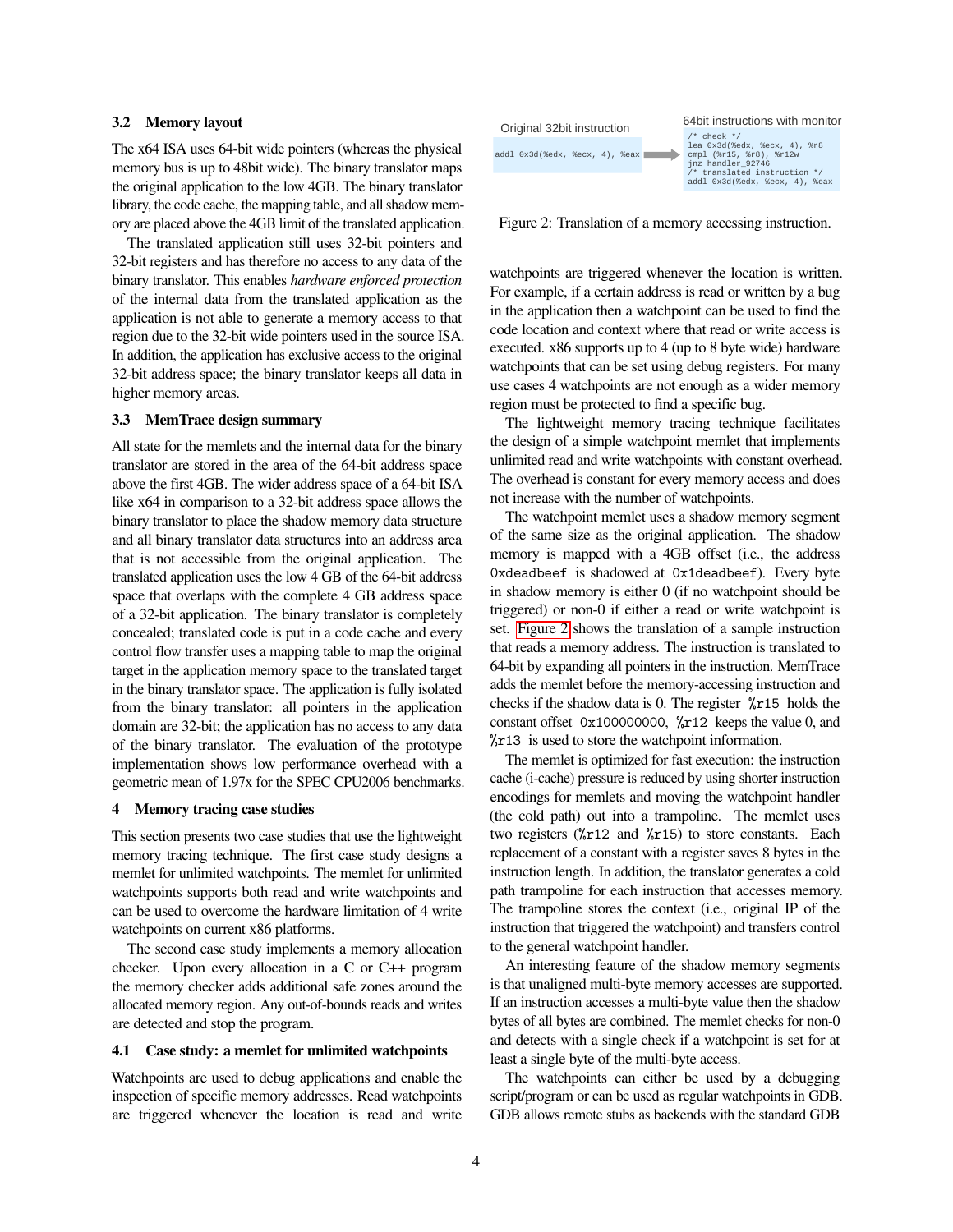### 3.2 Memory layout

The x64 ISA uses 64-bit wide pointers (whereas the physical memory bus is up to 48bit wide). The binary translator maps the original application to the low 4GB. The binary translator library, the code cache, the mapping table, and all shadow memory are placed above the 4GB limit of the translated application.

The translated application still uses 32-bit pointers and 32-bit registers and has therefore no access to any data of the binary translator. This enables *hardware enforced protection* of the internal data from the translated application as the application is not able to generate a memory access to that region due to the 32-bit wide pointers used in the source ISA. In addition, the application has exclusive access to the original 32-bit address space; the binary translator keeps all data in higher memory areas.

### 3.3 MemTrace design summary

All state for the memlets and the internal data for the binary translator are stored in the area of the 64-bit address space above the first 4GB. The wider address space of a 64-bit ISA like x64 in comparison to a 32-bit address space allows the binary translator to place the shadow memory data structure and all binary translator data structures into an address area that is not accessible from the original application. The translated application uses the low 4 GB of the 64-bit address space that overlaps with the complete 4 GB address space of a 32-bit application. The binary translator is completely concealed; translated code is put in a code cache and every control flow transfer uses a mapping table to map the original target in the application memory space to the translated target in the binary translator space. The application is fully isolated from the binary translator: all pointers in the application domain are 32-bit; the application has no access to any data of the binary translator. The evaluation of the prototype implementation shows low performance overhead with a geometric mean of 1.97x for the SPEC CPU2006 benchmarks.

## 4 Memory tracing case studies

This section presents two case studies that use the lightweight memory tracing technique. The first case study designs a memlet for unlimited watchpoints. The memlet for unlimited watchpoints supports both read and write watchpoints and can be used to overcome the hardware limitation of 4 write watchpoints on current x86 platforms.

The second case study implements a memory allocation checker. Upon every allocation in a C or C++ program the memory checker adds additional safe zones around the allocated memory region. Any out-of-bounds reads and writes are detected and stop the program.

### 4.1 Case study: a memlet for unlimited watchpoints

Watchpoints are used to debug applications and enable the inspection of specific memory addresses. Read watchpoints are triggered whenever the location is read and write watchpoints are triggered whenever the location is written. For example, if a certain address is read or written by a bug in the application then a watchpoint can be used to find the code location and context where that read or write access is executed. x86 supports up to 4 (up to 8 byte wide) hardware watchpoints that can be set using debug registers. For many use cases 4 watchpoints are not enough as a wider memory region must be protected to find a specific bug.

Original 32bit instruction

```
addl 0x3d(%edx, %ecx, 4), %eax
```

64bit instructions with monitor

```
/* check */
lea 0x3d(%edx, %ecx, 4), %r8
cmpl (%r15, %r8), %r12w
jnz handler_92746
/* translated instruction */
addl 0x3d(%edx, %ecx, 4), %eax
```

Figure 2: Translation of a memory accessing instruction.

The lightweight memory tracing technique facilitates the design of a simple watchpoint memlet that implements unlimited read and write watchpoints with constant overhead. The overhead is constant for every memory access and does not increase with the number of watchpoints.

The watchpoint memlet uses a shadow memory segment of the same size as the original application. The shadow memory is mapped with a 4GB offset (i.e., the address `0xdeadbeef` is shadowed at `0x1deadbeef`). Every byte in shadow memory is either 0 (if no watchpoint should be triggered) or non-0 if either a read or write watchpoint is set. Figure 2 shows the translation of a sample instruction that reads a memory address. The instruction is translated to 64-bit by expanding all pointers in the instruction. MemTrace adds the memlet before the memory-accessing instruction and checks if the shadow data is 0. The register `%r15` holds the constant offset `0x100000000`, `%r12` keeps the value 0, and `%r13` is used to store the watchpoint information.

The memlet is optimized for fast execution: the instruction cache (i-cache) pressure is reduced by using shorter instruction encodings for memlets and moving the watchpoint handler (the cold path) out into a trampoline. The memlet uses two registers (`%r12` and `%r15`) to store constants. Each replacement of a constant with a register saves 8 bytes in the instruction length. In addition, the translator generates a cold path trampoline for each instruction that accesses memory. The trampoline stores the context (i.e., original IP of the instruction that triggered the watchpoint) and transfers control to the general watchpoint handler.

An interesting feature of the shadow memory segments is that unaligned multi-byte memory accesses are supported. If an instruction accesses a multi-byte value then the shadow bytes of all bytes are combined. The memlet checks for non-0 and detects with a single check if a watchpoint is set for at least a single byte of the multi-byte access.

The watchpoints can either be used by a debugging script/program or can be used as regular watchpoints in GDB. GDB allows remote stubs as backends with the standard GDB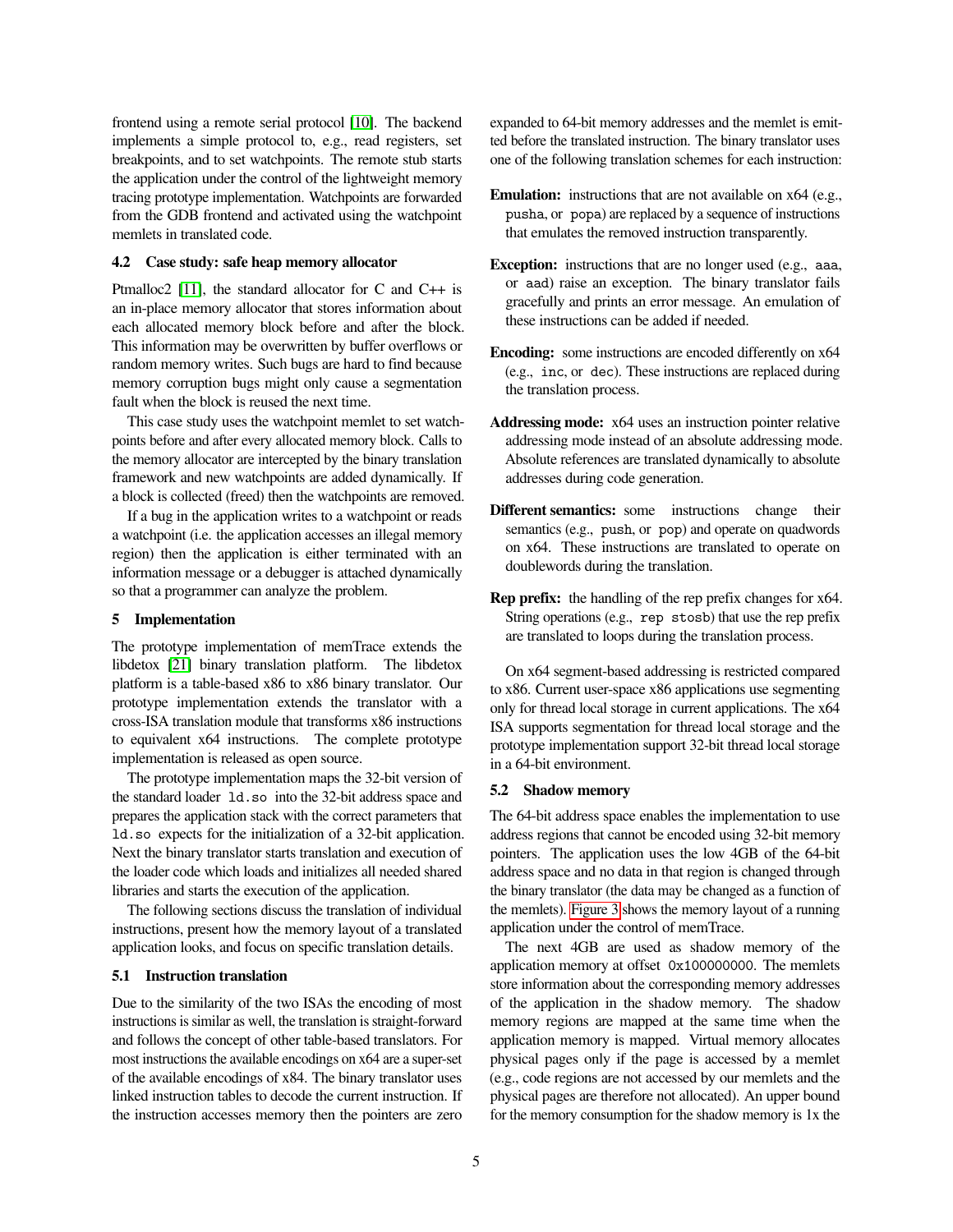frontend using a remote serial protocol [10]. The backend implements a simple protocol to, e.g., read registers, set breakpoints, and to set watchpoints. The remote stub starts the application under the control of the lightweight memory tracing prototype implementation. Watchpoints are forwarded from the GDB frontend and activated using the watchpoint memlets in translated code.

### 4.2 Case study: safe heap memory allocator

Ptmalloc2 [11], the standard allocator for C and C++ is an in-place memory allocator that stores information about each allocated memory block before and after the block. This information may be overwritten by buffer overflows or random memory writes. Such bugs are hard to find because memory corruption bugs might only cause a segmentation fault when the block is reused the next time.

This case study uses the watchpoint memlet to set watchpoints before and after every allocated memory block. Calls to the memory allocator are intercepted by the binary translation framework and new watchpoints are added dynamically. If a block is collected (freed) then the watchpoints are removed.

If a bug in the application writes to a watchpoint or reads a watchpoint (i.e. the application accesses an illegal memory region) then the application is either terminated with an information message or a debugger is attached dynamically so that a programmer can analyze the problem.

## 5 Implementation

The prototype implementation of memTrace extends the libdetox [21] binary translation platform. The libdetox platform is a table-based x86 to x86 binary translator. Our prototype implementation extends the translator with a cross-ISA translation module that transforms x86 instructions to equivalent x64 instructions. The complete prototype implementation is released as open source.

The prototype implementation maps the 32-bit version of the standard loader `ld.so` into the 32-bit address space and prepares the application stack with the correct parameters that `ld.so` expects for the initialization of a 32-bit application. Next the binary translator starts translation and execution of the loader code which loads and initializes all needed shared libraries and starts the execution of the application.

The following sections discuss the translation of individual instructions, present how the memory layout of a translated application looks, and focus on specific translation details.

### 5.1 Instruction translation

Due to the similarity of the two ISAs the encoding of most instructions is similar as well, the translation is straight-forward and follows the concept of other table-based translators. For most instructions the available encodings on x64 are a super-set of the available encodings of x84. The binary translator uses linked instruction tables to decode the current instruction. If the instruction accesses memory then the pointers are zero expanded to 64-bit memory addresses and the memlet is emitted before the translated instruction. The binary translator uses one of the following translation schemes for each instruction:

**Emulation:** instructions that are not available on x64 (e.g., `pusha`, or `popa`) are replaced by a sequence of instructions that emulates the removed instruction transparently.

**Exception:** instructions that are no longer used (e.g., `aaa`, or `aad`) raise an exception. The binary translator fails gracefully and prints an error message. An emulation of these instructions can be added if needed.

**Encoding:** some instructions are encoded differently on x64 (e.g., `inc`, or `dec`). These instructions are replaced during the translation process.

**Addressing mode:** x64 uses an instruction pointer relative addressing mode instead of an absolute addressing mode. Absolute references are translated dynamically to absolute addresses during code generation.

**Different semantics:** some instructions change their semantics (e.g., `push`, or `pop`) and operate on quadwords on x64. These instructions are translated to operate on doublewords during the translation.

**Rep prefix:** the handling of the rep prefix changes for x64. String operations (e.g., `rep stosb`) that use the rep prefix are translated to loops during the translation process.

On x64 segment-based addressing is restricted compared to x86. Current user-space x86 applications use segmenting only for thread local storage in current applications. The x64 ISA supports segmentation for thread local storage and the prototype implementation support 32-bit thread local storage in a 64-bit environment.

### 5.2 Shadow memory

The 64-bit address space enables the implementation to use address regions that cannot be encoded using 32-bit memory pointers. The application uses the low 4GB of the 64-bit address space and no data in that region is changed through the binary translator (the data may be changed as a function of the memlets). Figure 3 shows the memory layout of a running application under the control of memTrace.

The next 4GB are used as shadow memory of the application memory at offset `0x100000000`. The memlets store information about the corresponding memory addresses of the application in the shadow memory. The shadow memory regions are mapped at the same time when the application memory is mapped. Virtual memory allocates physical pages only if the page is accessed by a memlet (e.g., code regions are not accessed by our memlets and the physical pages are therefore not allocated). An upper bound for the memory consumption for the shadow memory is 1x the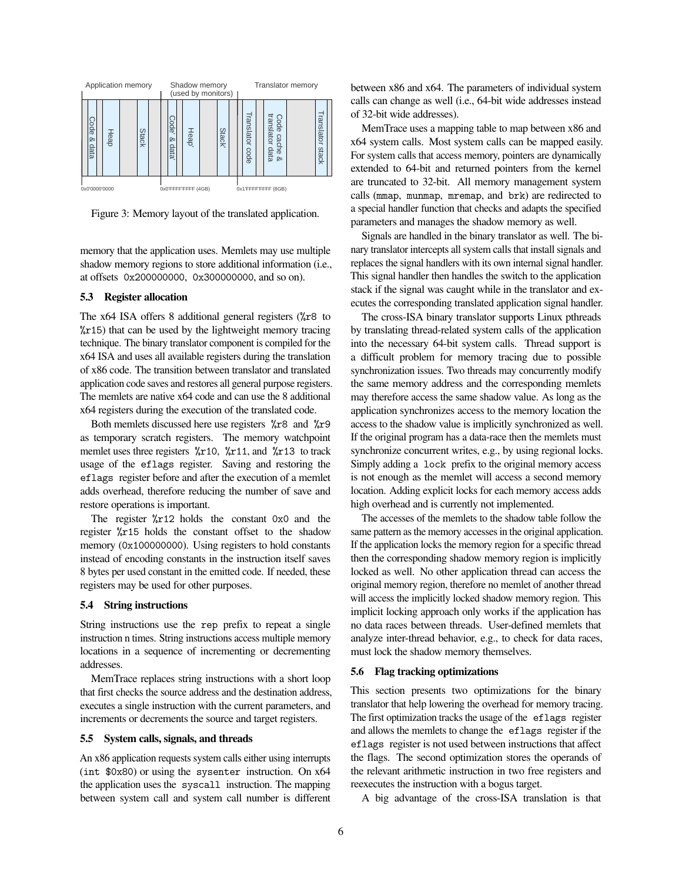Figure 3: Memory layout of the translated application.

memory that the application uses. Memlets may use multiple shadow memory regions to store additional information (i.e., at offsets `0x200000000`, `0x300000000`, and so on).

### 5.3 Register allocation

The x64 ISA offers 8 additional general registers (`%r8` to `%r15`) that can be used by the lightweight memory tracing technique. The binary translator component is compiled for the x64 ISA and uses all available registers during the translation of x86 code. The transition between translator and translated application code saves and restores all general purpose registers. The memlets are native x64 code and can use the 8 additional x64 registers during the execution of the translated code.

Both memlets discussed here use registers `%r8` and `%r9` as temporary scratch registers. The memory watchpoint memlet uses three registers `%r10`, `%r11`, and `%r13` to track usage of the `eflags` register. Saving and restoring the `eflags` register before and after the execution of a memlet adds overhead, therefore reducing the number of save and restore operations is important.

The register `%r12` holds the constant `0x0` and the register `%r15` holds the constant offset to the shadow memory (`0x100000000`). Using registers to hold constants instead of encoding constants in the instruction itself saves 8 bytes per used constant in the emitted code. If needed, these registers may be used for other purposes.

### 5.4 String instructions

String instructions use the `rep` prefix to repeat a single instruction n times. String instructions access multiple memory locations in a sequence of incrementing or decrementing addresses.

MemTrace replaces string instructions with a short loop that first checks the source address and the destination address, executes a single instruction with the current parameters, and increments or decrements the source and target registers.

### 5.5 System calls, signals, and threads

An x86 application requests system calls either using interrupts (`int $0x80`) or using the `sysenter` instruction. On x64 the application uses the `syscall` instruction. The mapping between system call and system call number is different between x86 and x64. The parameters of individual system calls can change as well (i.e., 64-bit wide addresses instead of 32-bit wide addresses).

MemTrace uses a mapping table to map between x86 and x64 system calls. Most system calls can be mapped easily. For system calls that access memory, pointers are dynamically extended to 64-bit and returned pointers from the kernel are truncated to 32-bit. All memory management system calls (`mmap`, `munmap`, `mremap`, and `brk`) are redirected to a special handler function that checks and adapts the specified parameters and manages the shadow memory as well.

Signals are handled in the binary translator as well. The binary translator intercepts all system calls that install signals and replaces the signal handlers with its own internal signal handler. This signal handler then handles the switch to the application stack if the signal was caught while in the translator and executes the corresponding translated application signal handler.

The cross-ISA binary translator supports Linux pthreads by translating thread-related system calls of the application into the necessary 64-bit system calls. Thread support is a difficult problem for memory tracing due to possible synchronization issues. Two threads may concurrently modify the same memory address and the corresponding memlets may therefore access the same shadow value. As long as the application synchronizes access to the memory location the access to the shadow value is implicitly synchronized as well. If the original program has a data-race then the memlets must synchronize concurrent writes, e.g., by using regional locks. Simply adding a `lock` prefix to the original memory access is not enough as the memlet will access a second memory location. Adding explicit locks for each memory access adds high overhead and is currently not implemented.

The accesses of the memlets to the shadow table follow the same pattern as the memory accesses in the original application. If the application locks the memory region for a specific thread then the corresponding shadow memory region is implicitly locked as well. No other application thread can access the original memory region, therefore no memlet of another thread will access the implicitly locked shadow memory region. This implicit locking approach only works if the application has no data races between threads. User-defined memlets that analyze inter-thread behavior, e.g., to check for data races, must lock the shadow memory themselves.

### 5.6 Flag tracking optimizations

This section presents two optimizations for the binary translator that help lowering the overhead for memory tracing. The first optimization tracks the usage of the `eflags` register and allows the memlets to change the `eflags` register if the `eflags` register is not used between instructions that affect the flags. The second optimization stores the operands of the relevant arithmetic instruction in two free registers and reexecutes the instruction with a bogus target.

A big advantage of the cross-ISA translation is that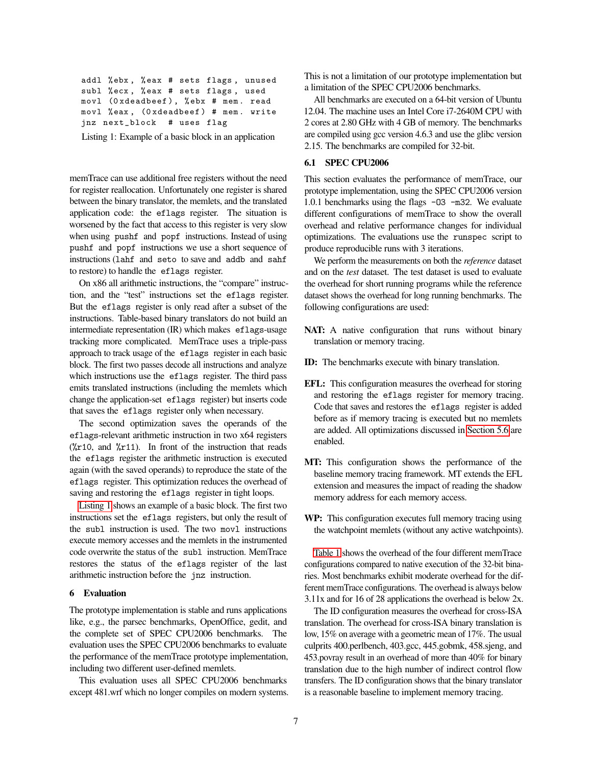```
addl %ebx, %eax # sets flags, unused
subl %ecx, %eax # sets flags, used
movl (0xdeadbeef), %ebx # mem. read
movl %eax, (0xdeadbeef) # mem. write
jnz next_block  # uses flag
```

Listing 1: Example of a basic block in an application

memTrace can use additional free registers without the need for register reallocation. Unfortunately one register is shared between the binary translator, the memlets, and the translated application code: the `eflags` register. The situation is worsened by the fact that access to this register is very slow when using `pushf` and `popf` instructions. Instead of using `pushf` and `popf` instructions we use a short sequence of instructions (`lahf` and `seto` to save and `addb` and `sahf` to restore) to handle the `eflags` register.

On x86 all arithmetic instructions, the "compare" instruction, and the "test" instructions set the `eflags` register. But the `eflags` register is only read after a subset of the instructions. Table-based binary translators do not build an intermediate representation (IR) which makes `eflags`-usage tracking more complicated. MemTrace uses a triple-pass approach to track usage of the `eflags` register in each basic block. The first two passes decode all instructions and analyze which instructions use the `eflags` register. The third pass emits translated instructions (including the memlets which change the application-set `eflags` register) but inserts code that saves the `eflags` register only when necessary.

The second optimization saves the operands of the `eflags`-relevant arithmetic instruction in two x64 registers (`%r10`, and `%r11`). In front of the instruction that reads the `eflags` register the arithmetic instruction is executed again (with the saved operands) to reproduce the state of the `eflags` register. This optimization reduces the overhead of saving and restoring the `eflags` register in tight loops.

Listing 1 shows an example of a basic block. The first two instructions set the `eflags` registers, but only the result of the `subl` instruction is used. The two `movl` instructions execute memory accesses and the memlets in the instrumented code overwrite the status of the `subl` instruction. MemTrace restores the status of the `eflags` register of the last arithmetic instruction before the `jnz` instruction.

## 6 Evaluation

The prototype implementation is stable and runs applications like, e.g., the parsec benchmarks, OpenOffice, gedit, and the complete set of SPEC CPU2006 benchmarks. The evaluation uses the SPEC CPU2006 benchmarks to evaluate the performance of the memTrace prototype implementation, including two different user-defined memlets.

This evaluation uses all SPEC CPU2006 benchmarks except 481.wrf which no longer compiles on modern systems. This is not a limitation of our prototype implementation but a limitation of the SPEC CPU2006 benchmarks.

All benchmarks are executed on a 64-bit version of Ubuntu 12.04. The machine uses an Intel Core i7-2640M CPU with 2 cores at 2.80 GHz with 4 GB of memory. The benchmarks are compiled using gcc version 4.6.3 and use the glibc version 2.15. The benchmarks are compiled for 32-bit.

### 6.1 SPEC CPU2006

This section evaluates the performance of memTrace, our prototype implementation, using the SPEC CPU2006 version 1.0.1 benchmarks using the flags `-O3 -m32`. We evaluate different configurations of memTrace to show the overall overhead and relative performance changes for individual optimizations. The evaluations use the `runspec` script to produce reproducible runs with 3 iterations.

We perform the measurements on both the *reference* dataset and on the *test* dataset. The test dataset is used to evaluate the overhead for short running programs while the reference dataset shows the overhead for long running benchmarks. The following configurations are used:

**NAT:** A native configuration that runs without binary translation or memory tracing.

**ID:** The benchmarks execute with binary translation.

**EFL:** This configuration measures the overhead for storing and restoring the `eflags` register for memory tracing. Code that saves and restores the `eflags` register is added before as if memory tracing is executed but no memlets are added. All optimizations discussed in Section 5.6 are enabled.

**MT:** This configuration shows the performance of the baseline memory tracing framework. MT extends the EFL extension and measures the impact of reading the shadow memory address for each memory access.

**WP:** This configuration executes full memory tracing using the watchpoint memlets (without any active watchpoints).

Table 1 shows the overhead of the four different memTrace configurations compared to native execution of the 32-bit binaries. Most benchmarks exhibit moderate overhead for the different memTrace configurations. The overhead is always below 3.11x and for 16 of 28 applications the overhead is below 2x.

The ID configuration measures the overhead for cross-ISA translation. The overhead for cross-ISA binary translation is low, 15% on average with a geometric mean of 17%. The usual culprits 400.perlbench, 403.gcc, 445.gobmk, 458.sjeng, and 453.povray result in an overhead of more than 40% for binary translation due to the high number of indirect control flow transfers. The ID configuration shows that the binary translator is a reasonable baseline to implement memory tracing.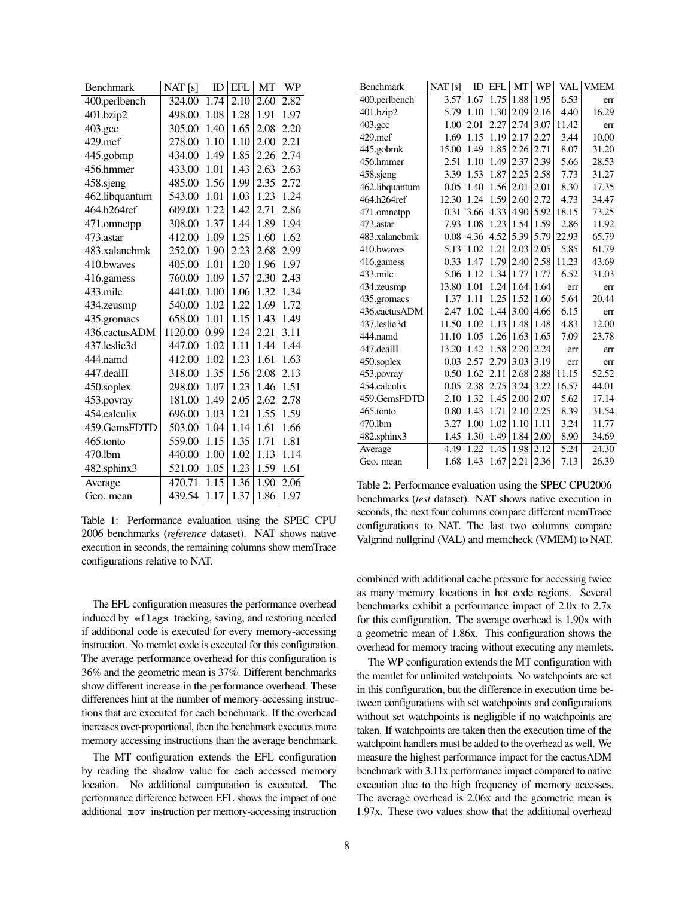| Benchmark | NAT [s] | ID | EFL | MT | WP |
|---|---|---|---|---|---|
| 400.perlbench | 324.00 | 1.74 | 2.10 | 2.60 | 2.82 |
| 401.bzip2 | 498.00 | 1.08 | 1.28 | 1.91 | 1.97 |
| 403.gcc | 305.00 | 1.40 | 1.65 | 2.08 | 2.20 |
| 429.mcf | 278.00 | 1.10 | 1.10 | 2.00 | 2.21 |
| 445.gobmp | 434.00 | 1.49 | 1.85 | 2.26 | 2.74 |
| 456.hmmer | 433.00 | 1.01 | 1.43 | 2.63 | 2.63 |
| 458.sjeng | 485.00 | 1.56 | 1.99 | 2.35 | 2.72 |
| 462.libquantum | 543.00 | 1.01 | 1.03 | 1.23 | 1.24 |
| 464.h264ref | 609.00 | 1.22 | 1.42 | 2.71 | 2.86 |
| 471.omnetpp | 308.00 | 1.37 | 1.44 | 1.89 | 1.94 |
| 473.astar | 412.00 | 1.09 | 1.25 | 1.60 | 1.62 |
| 483.xalancbmk | 252.00 | 1.90 | 2.23 | 2.68 | 2.99 |
| 410.bwaves | 405.00 | 1.01 | 1.20 | 1.96 | 1.97 |
| 416.gamess | 760.00 | 1.09 | 1.57 | 2.30 | 2.43 |
| 433.milc | 441.00 | 1.00 | 1.06 | 1.32 | 1.34 |
| 434.zeusmp | 540.00 | 1.02 | 1.22 | 1.69 | 1.72 |
| 435.gromacs | 658.00 | 1.01 | 1.15 | 1.43 | 1.49 |
| 436.cactusADM | 1120.00 | 0.99 | 1.24 | 2.21 | 3.11 |
| 437.leslie3d | 447.00 | 1.02 | 1.11 | 1.44 | 1.44 |
| 444.namd | 412.00 | 1.02 | 1.23 | 1.61 | 1.63 |
| 447.dealII | 318.00 | 1.35 | 1.56 | 2.08 | 2.13 |
| 450.soplex | 298.00 | 1.07 | 1.23 | 1.46 | 1.51 |
| 453.povray | 181.00 | 1.49 | 2.05 | 2.62 | 2.78 |
| 454.calculix | 696.00 | 1.03 | 1.21 | 1.55 | 1.59 |
| 459.GemsFDTD | 503.00 | 1.04 | 1.14 | 1.61 | 1.66 |
| 465.tonto | 559.00 | 1.15 | 1.35 | 1.71 | 1.81 |
| 470.lbm | 440.00 | 1.00 | 1.02 | 1.13 | 1.14 |
| 482.sphinx3 | 521.00 | 1.05 | 1.23 | 1.59 | 1.61 |
| Average | 470.71 | 1.15 | 1.36 | 1.90 | 2.06 |
| Geo. mean | 439.54 | 1.17 | 1.37 | 1.86 | 1.97 |

Table 1: Performance evaluation using the SPEC CPU 2006 benchmarks (*reference* dataset). NAT shows native execution in seconds, the remaining columns show memTrace configurations relative to NAT.

The EFL configuration measures the performance overhead induced by `eflags` tracking, saving, and restoring needed if additional code is executed for every memory-accessing instruction. No memlet code is executed for this configuration. The average performance overhead for this configuration is 36% and the geometric mean is 37%. Different benchmarks show different increase in the performance overhead. These differences hint at the number of memory-accessing instructions that are executed for each benchmark. If the overhead increases over-proportional, then the benchmark executes more memory accessing instructions than the average benchmark.

The MT configuration extends the EFL configuration by reading the shadow value for each accessed memory location. No additional computation is executed. The performance difference between EFL shows the impact of one additional `mov` instruction per memory-accessing instruction combined with additional cache pressure for accessing twice as many memory locations in hot code regions. Several benchmarks exhibit a performance impact of 2.0x to 2.7x for this configuration. The average overhead is 1.90x with a geometric mean of 1.86x. This configuration shows the overhead for memory tracing without executing any memlets.

| Benchmark | NAT [s] | ID | EFL | MT | WP | VAL | VMEM |
|---|---|---|---|---|---|---|---|
| 400.perlbench | 3.57 | 1.67 | 1.75 | 1.88 | 1.95 | 6.53 | err |
| 401.bzip2 | 5.79 | 1.10 | 1.30 | 2.09 | 2.16 | 4.40 | 16.29 |
| 403.gcc | 1.00 | 2.01 | 2.27 | 2.74 | 3.07 | 11.42 | err |
| 429.mcf | 1.69 | 1.15 | 1.19 | 2.17 | 2.27 | 3.44 | 10.00 |
| 445.gobmk | 15.00 | 1.49 | 1.85 | 2.26 | 2.71 | 8.07 | 31.20 |
| 456.hmmer | 2.51 | 1.10 | 1.49 | 2.37 | 2.39 | 5.66 | 28.53 |
| 458.sjeng | 3.39 | 1.53 | 1.87 | 2.25 | 2.58 | 7.73 | 31.27 |
| 462.libquantum | 0.05 | 1.40 | 1.56 | 2.01 | 2.01 | 8.30 | 17.35 |
| 464.h264ref | 12.30 | 1.24 | 1.59 | 2.60 | 2.72 | 4.73 | 34.47 |
| 471.omnetpp | 0.31 | 3.66 | 4.33 | 4.90 | 5.92 | 18.15 | 73.25 |
| 473.astar | 7.93 | 1.08 | 1.23 | 1.54 | 1.59 | 2.86 | 11.92 |
| 483.xalancbmk | 0.08 | 4.36 | 4.52 | 5.39 | 5.79 | 22.93 | 65.79 |
| 410.bwaves | 5.13 | 1.02 | 1.21 | 2.03 | 2.05 | 5.85 | 61.79 |
| 416.gamess | 0.33 | 1.47 | 1.79 | 2.40 | 2.58 | 11.23 | 43.69 |
| 433.milc | 5.06 | 1.12 | 1.34 | 1.77 | 1.77 | 6.52 | 31.03 |
| 434.zeusmp | 13.80 | 1.01 | 1.24 | 1.64 | 1.64 | err | err |
| 435.gromacs | 1.37 | 1.11 | 1.25 | 1.52 | 1.60 | 5.64 | 20.44 |
| 436.cactusADM | 2.47 | 1.02 | 1.44 | 3.00 | 4.66 | 6.15 | err |
| 437.leslie3d | 11.50 | 1.02 | 1.13 | 1.48 | 1.48 | 4.83 | 12.00 |
| 444.namd | 11.10 | 1.05 | 1.26 | 1.63 | 1.65 | 7.09 | 23.78 |
| 447.dealII | 13.20 | 1.42 | 1.58 | 2.20 | 2.24 | err | err |
| 450.soplex | 0.03 | 2.57 | 2.79 | 3.03 | 3.19 | err | err |
| 453.povray | 0.50 | 1.62 | 2.11 | 2.68 | 2.88 | 11.15 | 52.52 |
| 454.calculix | 0.05 | 2.38 | 2.75 | 3.24 | 3.22 | 16.57 | 44.01 |
| 459.GemsFDTD | 2.10 | 1.32 | 1.45 | 2.00 | 2.07 | 5.62 | 17.14 |
| 465.tonto | 0.80 | 1.43 | 1.71 | 2.10 | 2.25 | 8.39 | 31.54 |
| 470.lbm | 3.27 | 1.00 | 1.02 | 1.10 | 1.11 | 3.24 | 11.77 |
| 482.sphinx3 | 1.45 | 1.30 | 1.49 | 1.84 | 2.00 | 8.90 | 34.69 |
| Average | 4.49 | 1.22 | 1.45 | 1.98 | 2.12 | 5.24 | 24.30 |
| Geo. mean | 1.68 | 1.43 | 1.67 | 2.21 | 2.36 | 7.13 | 26.39 |

Table 2: Performance evaluation using the SPEC CPU2006 benchmarks (*test* dataset). NAT shows native execution in seconds, the next four columns compare different memTrace configurations to NAT. The last two columns compare Valgrind nullgrind (VAL) and memcheck (VMEM) to NAT.

The WP configuration extends the MT configuration with the memlet for unlimited watchpoints. No watchpoints are set in this configuration, but the difference in execution time between configurations with set watchpoints and configurations without set watchpoints is negligible if no watchpoints are taken. If watchpoints are taken then the execution time of the watchpoint handlers must be added to the overhead as well. We measure the highest performance impact for the cactusADM benchmark with 3.11x performance impact compared to native execution due to the high frequency of memory accesses. The average overhead is 2.06x and the geometric mean is 1.97x. These two values show that the additional overhead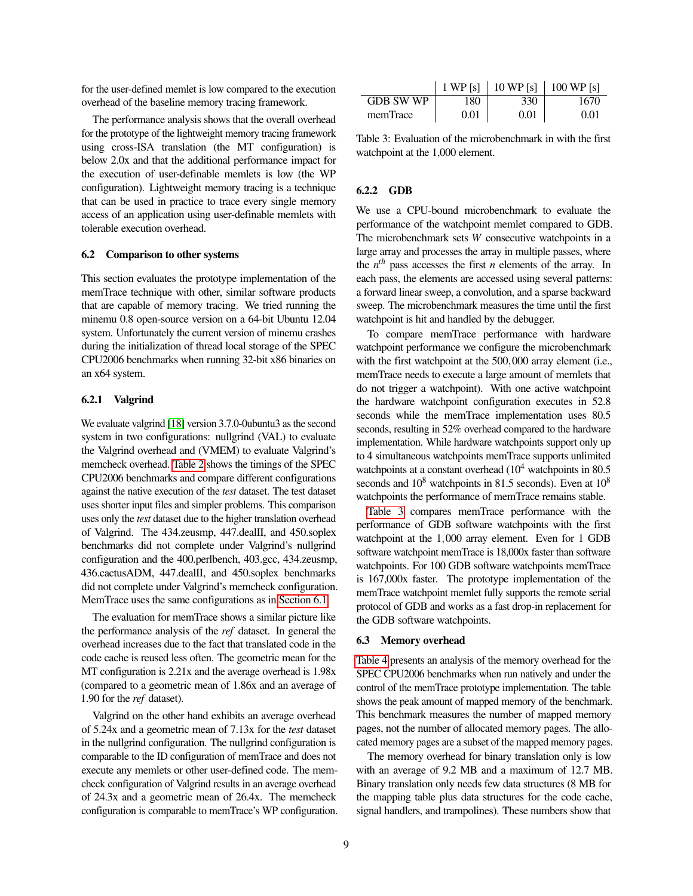for the user-defined memlet is low compared to the execution overhead of the baseline memory tracing framework.

The performance analysis shows that the overall overhead for the prototype of the lightweight memory tracing framework using cross-ISA translation (the MT configuration) is below 2.0x and that the additional performance impact for the execution of user-definable memlets is low (the WP configuration). Lightweight memory tracing is a technique that can be used in practice to trace every single memory access of an application using user-definable memlets with tolerable execution overhead.

### 6.2 Comparison to other systems

This section evaluates the prototype implementation of the memTrace technique with other, similar software products that are capable of memory tracing. We tried running the minemu 0.8 open-source version on a 64-bit Ubuntu 12.04 system. Unfortunately the current version of minemu crashes during the initialization of thread local storage of the SPEC CPU2006 benchmarks when running 32-bit x86 binaries on an x64 system.

#### 6.2.1 Valgrind

We evaluate valgrind [18] version 3.7.0-0ubuntu3 as the second system in two configurations: nullgrind (VAL) to evaluate the Valgrind overhead and (VMEM) to evaluate Valgrind's memcheck overhead. Table 2 shows the timings of the SPEC CPU2006 benchmarks and compare different configurations against the native execution of the *test* dataset. The test dataset uses shorter input files and simpler problems. This comparison uses only the *test* dataset due to the higher translation overhead of Valgrind. The 434.zeusmp, 447.dealII, and 450.soplex benchmarks did not complete under Valgrind's nullgrind configuration and the 400.perlbench, 403.gcc, 434.zeusmp, 436.cactusADM, 447.dealII, and 450.soplex benchmarks did not complete under Valgrind's memcheck configuration. MemTrace uses the same configurations as in Section 6.1.

The evaluation for memTrace shows a similar picture like the performance analysis of the *ref* dataset. In general the overhead increases due to the fact that translated code in the code cache is reused less often. The geometric mean for the MT configuration is 2.21x and the average overhead is 1.98x (compared to a geometric mean of 1.86x and an average of 1.90 for the *ref* dataset).

Valgrind on the other hand exhibits an average overhead of 5.24x and a geometric mean of 7.13x for the *test* dataset in the nullgrind configuration. The nullgrind configuration is comparable to the ID configuration of memTrace and does not execute any memlets or other user-defined code. The memcheck configuration of Valgrind results in an average overhead of 24.3x and a geometric mean of 26.4x. The memcheck configuration is comparable to memTrace's WP configuration.

| | 1 WP [s] | 10 WP [s] | 100 WP [s] |
|---|---|---|---|
| GDB SW WP | 180 | 330 | 1670 |
| memTrace | 0.01 | 0.01 | 0.01 |

Table 3: Evaluation of the microbenchmark in with the first watchpoint at the 1,000 element.

#### 6.2.2 GDB

We use a CPU-bound microbenchmark to evaluate the performance of the watchpoint memlet compared to GDB. The microbenchmark sets $W$ consecutive watchpoints in a large array and processes the array in multiple passes, where the $n^{th}$ pass accesses the first $n$ elements of the array. In each pass, the elements are accessed using several patterns: a forward linear sweep, a convolution, and a sparse backward sweep. The microbenchmark measures the time until the first watchpoint is hit and handled by the debugger.

To compare memTrace performance with hardware watchpoint performance we configure the microbenchmark with the first watchpoint at the 500,000 array element (i.e., memTrace needs to execute a large amount of memlets that do not trigger a watchpoint). With one active watchpoint the hardware watchpoint configuration executes in 52.8 seconds while the memTrace implementation uses 80.5 seconds, resulting in 52% overhead compared to the hardware implementation. While hardware watchpoints support only up to 4 simultaneous watchpoints memTrace supports unlimited watchpoints at a constant overhead ($10^4$ watchpoints in 80.5 seconds and $10^8$ watchpoints in 81.5 seconds). Even at $10^8$ watchpoints the performance of memTrace remains stable.

Table 3 compares memTrace performance with the performance of GDB software watchpoints with the first watchpoint at the 1,000 array element. Even for 1 GDB software watchpoint memTrace is 18,000x faster than software watchpoints. For 100 GDB software watchpoints memTrace is 167,000x faster. The prototype implementation of the memTrace watchpoint memlet fully supports the remote serial protocol of GDB and works as a fast drop-in replacement for the GDB software watchpoints.

### 6.3 Memory overhead

Table 4 presents an analysis of the memory overhead for the SPEC CPU2006 benchmarks when run natively and under the control of the memTrace prototype implementation. The table shows the peak amount of mapped memory of the benchmark. This benchmark measures the number of mapped memory pages, not the number of allocated memory pages. The allocated memory pages are a subset of the mapped memory pages.

The memory overhead for binary translation only is low with an average of 9.2 MB and a maximum of 12.7 MB. Binary translation only needs few data structures (8 MB for the mapping table plus data structures for the code cache, signal handlers, and trampolines). These numbers show that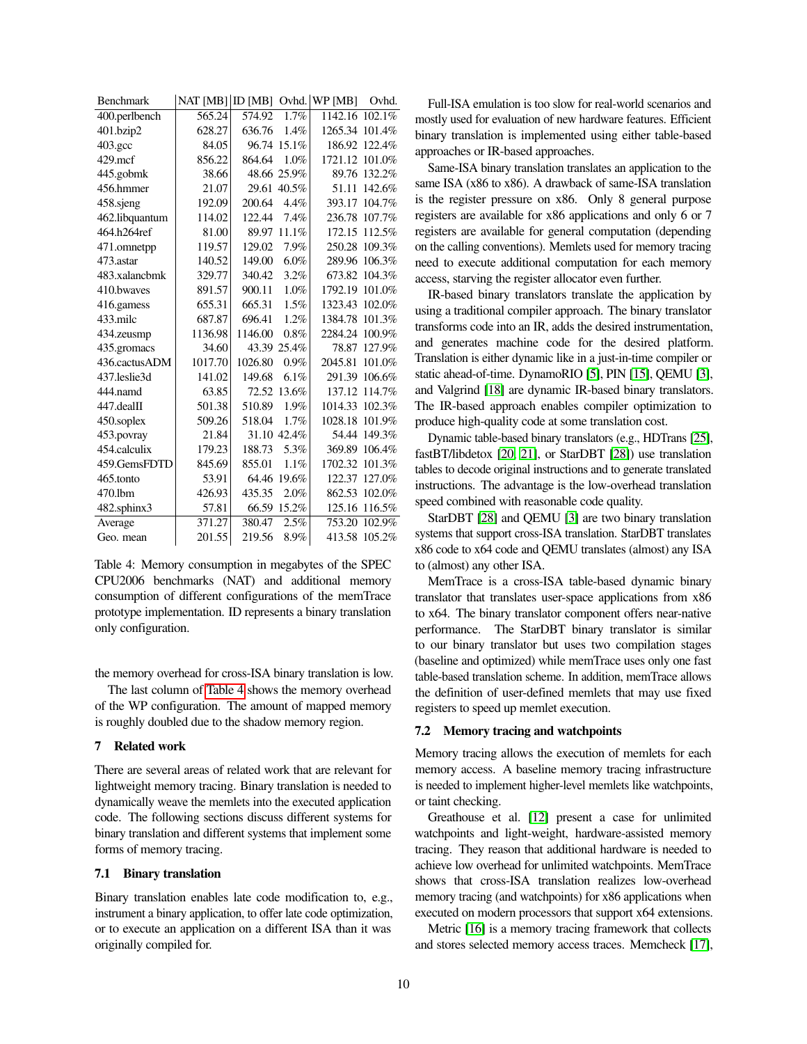| Benchmark | NAT [MB] | ID [MB] | Ovhd. | WP [MB] | Ovhd. |
|---|---|---|---|---|---|
| 400.perlbench | 565.24 | 574.92 | 1.7% | 1142.16 | 102.1% |
| 401.bzip2 | 628.27 | 636.76 | 1.4% | 1265.34 | 101.4% |
| 403.gcc | 84.05 | 96.74 | 15.1% | 186.92 | 122.4% |
| 429.mcf | 856.22 | 864.64 | 1.0% | 1721.12 | 101.0% |
| 445.gobmk | 38.66 | 48.66 | 25.9% | 89.76 | 132.2% |
| 456.hmmer | 21.07 | 29.61 | 40.5% | 51.11 | 142.6% |
| 458.sjeng | 192.09 | 200.64 | 4.4% | 393.17 | 104.7% |
| 462.libquantum | 114.02 | 122.44 | 7.4% | 236.78 | 107.7% |
| 464.h264ref | 81.00 | 89.97 | 11.1% | 172.15 | 112.5% |
| 471.omnetpp | 119.57 | 129.02 | 7.9% | 250.28 | 109.3% |
| 473.astar | 140.52 | 149.00 | 6.0% | 289.96 | 106.3% |
| 483.xalancbmk | 329.77 | 340.42 | 3.2% | 673.82 | 104.3% |
| 410.bwaves | 891.57 | 900.11 | 1.0% | 1792.19 | 101.0% |
| 416.gamess | 655.31 | 665.31 | 1.5% | 1323.43 | 102.0% |
| 433.milc | 687.87 | 696.41 | 1.2% | 1384.78 | 101.3% |
| 434.zeusmp | 1136.98 | 1146.00 | 0.8% | 2284.24 | 100.9% |
| 435.gromacs | 34.60 | 43.39 | 25.4% | 78.87 | 127.9% |
| 436.cactusADM | 1017.70 | 1026.80 | 0.9% | 2045.81 | 101.0% |
| 437.leslie3d | 141.02 | 149.68 | 6.1% | 291.39 | 106.6% |
| 444.namd | 63.85 | 72.52 | 13.6% | 137.12 | 114.7% |
| 447.dealII | 501.38 | 510.89 | 1.9% | 1014.33 | 102.3% |
| 450.soplex | 509.26 | 518.04 | 1.7% | 1028.18 | 101.9% |
| 453.povray | 21.84 | 31.10 | 42.4% | 54.44 | 149.3% |
| 454.calculix | 179.23 | 188.73 | 5.3% | 369.89 | 106.4% |
| 459.GemsFDTD | 845.69 | 855.01 | 1.1% | 1702.32 | 101.3% |
| 465.tonto | 53.91 | 64.46 | 19.6% | 122.37 | 127.0% |
| 470.lbm | 426.93 | 435.35 | 2.0% | 862.53 | 102.0% |
| 482.sphinx3 | 57.81 | 66.59 | 15.2% | 125.16 | 116.5% |
| Average | 371.27 | 380.47 | 2.5% | 753.20 | 102.9% |
| Geo. mean | 201.55 | 219.56 | 8.9% | 413.58 | 105.2% |

Table 4: Memory consumption in megabytes of the SPEC CPU2006 benchmarks (NAT) and additional memory consumption of different configurations of the memTrace prototype implementation. ID represents a binary translation only configuration.

the memory overhead for cross-ISA binary translation is low.

The last column of Table 4 shows the memory overhead of the WP configuration. The amount of mapped memory is roughly doubled due to the shadow memory region.

## 7 Related work

There are several areas of related work that are relevant for lightweight memory tracing. Binary translation is needed to dynamically weave the memlets into the executed application code. The following sections discuss different systems for binary translation and different systems that implement some forms of memory tracing.

### 7.1 Binary translation

Binary translation enables late code modification to, e.g., instrument a binary application, to offer late code optimization, or to execute an application on a different ISA than it was originally compiled for.

Full-ISA emulation is too slow for real-world scenarios and mostly used for evaluation of new hardware features. Efficient binary translation is implemented using either table-based approaches or IR-based approaches.

Same-ISA binary translation translates an application to the same ISA (x86 to x86). A drawback of same-ISA translation is the register pressure on x86. Only 8 general purpose registers are available for x86 applications and only 6 or 7 registers are available for general computation (depending on the calling conventions). Memlets used for memory tracing need to execute additional computation for each memory access, starving the register allocator even further.

IR-based binary translators translate the application by using a traditional compiler approach. The binary translator transforms code into an IR, adds the desired instrumentation, and generates machine code for the desired platform. Translation is either dynamic like in a just-in-time compiler or static ahead-of-time. DynamoRIO [5], PIN [15], QEMU [3], and Valgrind [18] are dynamic IR-based binary translators. The IR-based approach enables compiler optimization to produce high-quality code at some translation cost.

Dynamic table-based binary translators (e.g., HDTrans [25], fastBT/libdetox [20, 21], or StarDBT [28]) use translation tables to decode original instructions and to generate translated instructions. The advantage is the low-overhead translation speed combined with reasonable code quality.

StarDBT [28] and QEMU [3] are two binary translation systems that support cross-ISA translation. StarDBT translates x86 code to x64 code and QEMU translates (almost) any ISA to (almost) any other ISA.

MemTrace is a cross-ISA table-based dynamic binary translator that translates user-space applications from x86 to x64. The binary translator component offers near-native performance. The StarDBT binary translator is similar to our binary translator but uses two compilation stages (baseline and optimized) while memTrace uses only one fast table-based translation scheme. In addition, memTrace allows the definition of user-defined memlets that may use fixed registers to speed up memlet execution.

### 7.2 Memory tracing and watchpoints

Memory tracing allows the execution of memlets for each memory access. A baseline memory tracing infrastructure is needed to implement higher-level memlets like watchpoints, or taint checking.

Greathouse et al. [12] present a case for unlimited watchpoints and light-weight, hardware-assisted memory tracing. They reason that additional hardware is needed to achieve low overhead for unlimited watchpoints. MemTrace shows that cross-ISA translation realizes low-overhead memory tracing (and watchpoints) for x86 applications when executed on modern processors that support x64 extensions.

Metric [16] is a memory tracing framework that collects and stores selected memory access traces. Memcheck [17],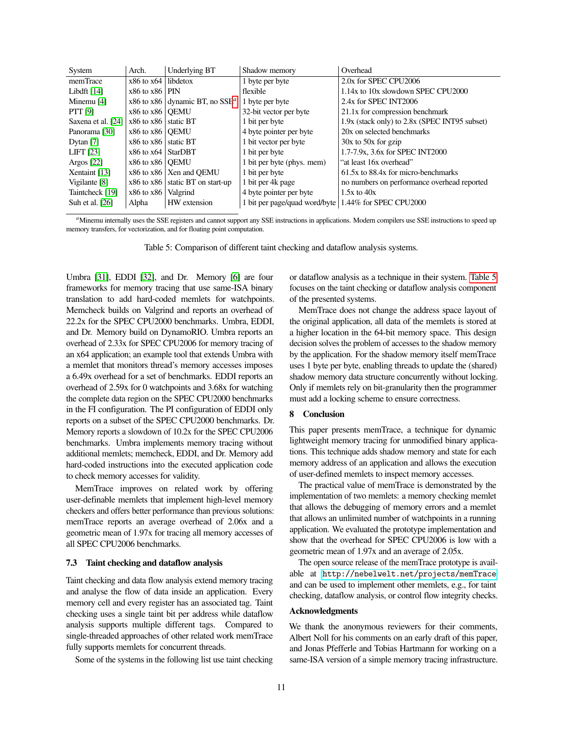| System | Arch. | Underlying BT | Shadow memory | Overhead |
|---|---|---|---|---|
| memTrace | x86 to x64 | libdetox | 1 byte per byte | 2.0x for SPEC CPU2006 |
| Libdft [14] | x86 to x86 | PIN | flexible | 1.14x to 10x slowdown SPEC CPU2000 |
| Minemu [4] | x86 to x86 | dynamic BT, no SSE[a] | 1 byte per byte | 2.4x for SPEC INT2006 |
| PTT [9] | x86 to x86 | QEMU | 32-bit vector per byte | 21.1x for compression benchmark |
| Saxena et al. [24] | x86 to x86 | static BT | 1 bit per byte | 1.9x (stack only) to 2.8x (SPEC INT95 subset) |
| Panorama [30] | x86 to x86 | QEMU | 4 byte pointer per byte | 20x on selected benchmarks |
| Dytan [7] | x86 to x86 | static BT | 1 bit vector per byte | 30x to 50x for gzip |
| LIFT [23] | x86 to x64 | StarDBT | 1 bit per byte | 1.7-7.9x, 3.6x for SPEC INT2000 |
| Argos [22] | x86 to x86 | QEMU | 1 bit per byte (phys. mem) | "at least 16x overhead" |
| Xentaint [13] | x86 to x86 | Xen and QEMU | 1 bit per byte | 61.5x to 88.4x for micro-benchmarks |
| Vigilante [8] | x86 to x86 | static BT on start-up | 1 bit per 4k page | no numbers on performance overhead reported |
| Taintcheck [19] | x86 to x86 | Valgrind | 4 byte pointer per byte | 1.5x to 40x |
| Suh et al. [26] | Alpha | HW extension | 1 bit per page/quad word/byte | 1.44% for SPEC CPU2000 |

[a] Minemu internally uses the SSE registers and cannot support any SSE instructions in applications. Modern compilers use SSE instructions to speed up memory transfers, for vectorization, and for floating point computation.

Table 5: Comparison of different taint checking and dataflow analysis systems.

Umbra [31], EDDI [32], and Dr. Memory [6] are four frameworks for memory tracing that use same-ISA binary translation to add hard-coded memlets for watchpoints. Memcheck builds on Valgrind and reports an overhead of 22.2x for the SPEC CPU2000 benchmarks. Umbra, EDDI, and Dr. Memory build on DynamoRIO. Umbra reports an overhead of 2.33x for SPEC CPU2006 for memory tracing of an x64 application; an example tool that extends Umbra with a memlet that monitors thread's memory accesses imposes a 6.49x overhead for a set of benchmarks. EDDI reports an overhead of 2.59x for 0 watchpoints and 3.68x for watching the complete data region on the SPEC CPU2000 benchmarks in the FI configuration. The PI configuration of EDDI only reports on a subset of the SPEC CPU2000 benchmarks. Dr. Memory reports a slowdown of 10.2x for the SPEC CPU2006 benchmarks. Umbra implements memory tracing without additional memlets; memcheck, EDDI, and Dr. Memory add hard-coded instructions into the executed application code to check memory accesses for validity.

MemTrace improves on related work by offering user-definable memlets that implement high-level memory checkers and offers better performance than previous solutions: memTrace reports an average overhead of 2.06x and a geometric mean of 1.97x for tracing all memory accesses of all SPEC CPU2006 benchmarks.

### 7.3 Taint checking and dataflow analysis

Taint checking and data flow analysis extend memory tracing and analyse the flow of data inside an application. Every memory cell and every register has an associated tag. Taint checking uses a single taint bit per address while dataflow analysis supports multiple different tags. Compared to single-threaded approaches of other related work memTrace fully supports memlets for concurrent threads.

Some of the systems in the following list use taint checking or dataflow analysis as a technique in their system. Table 5 focuses on the taint checking or dataflow analysis component of the presented systems.

MemTrace does not change the address space layout of the original application, all data of the memlets is stored at a higher location in the 64-bit memory space. This design decision solves the problem of accesses to the shadow memory by the application. For the shadow memory itself memTrace uses 1 byte per byte, enabling threads to update the (shared) shadow memory data structure concurrently without locking. Only if memlets rely on bit-granularity then the programmer must add a locking scheme to ensure correctness.

## 8 Conclusion

This paper presents memTrace, a technique for dynamic lightweight memory tracing for unmodified binary applications. This technique adds shadow memory and state for each memory address of an application and allows the execution of user-defined memlets to inspect memory accesses.

The practical value of memTrace is demonstrated by the implementation of two memlets: a memory checking memlet that allows the debugging of memory errors and a memlet that allows an unlimited number of watchpoints in a running application. We evaluated the prototype implementation and show that the overhead for SPEC CPU2006 is low with a geometric mean of 1.97x and an average of 2.05x.

The open source release of the memTrace prototype is available at `http://nebelwelt.net/projects/memTrace` and can be used to implement other memlets, e.g., for taint checking, dataflow analysis, or control flow integrity checks.

### Acknowledgments

We thank the anonymous reviewers for their comments, Albert Noll for his comments on an early draft of this paper, and Jonas Pfefferle and Tobias Hartmann for working on a same-ISA version of a simple memory tracing infrastructure.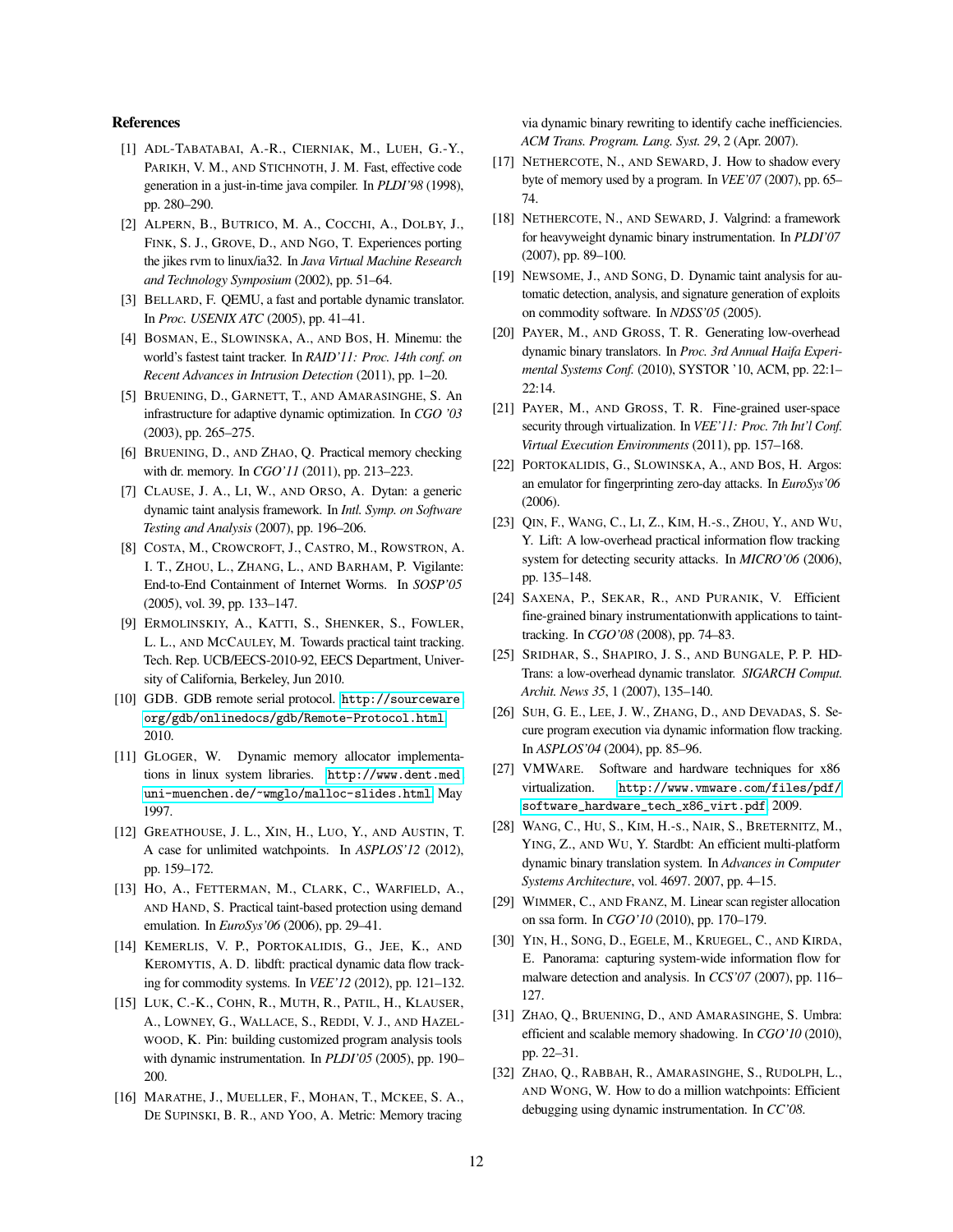## References

[1] Adl-Tabatabai, A.-R., Cierniak, M., Lueh, G.-Y., Parikh, V. M., and Stichnoth, J. M. Fast, effective code generation in a just-in-time java compiler. In *PLDI'98* (1998), pp. 280–290.

[2] Alpern, B., Butrico, M. A., Cocchi, A., Dolby, J., Fink, S. J., Grove, D., and Ngo, T. Experiences porting the jikes rvm to linux/ia32. In *Java Virtual Machine Research and Technology Symposium* (2002), pp. 51–64.

[3] Bellard, F. QEMU, a fast and portable dynamic translator. In *Proc. USENIX ATC* (2005), pp. 41–41.

[4] Bosman, E., Slowinska, A., and Bos, H. Minemu: the world's fastest taint tracker. In *RAID'11: Proc. 14th conf. on Recent Advances in Intrusion Detection* (2011), pp. 1–20.

[5] Bruening, D., Garnett, T., and Amarasinghe, S. An infrastructure for adaptive dynamic optimization. In *CGO '03* (2003), pp. 265–275.

[6] Bruening, D., and Zhao, Q. Practical memory checking with dr. memory. In *CGO'11* (2011), pp. 213–223.

[7] Clause, J. A., Li, W., and Orso, A. Dytan: a generic dynamic taint analysis framework. In *Intl. Symp. on Software Testing and Analysis* (2007), pp. 196–206.

[8] Costa, M., Crowcroft, J., Castro, M., Rowstron, A. I. T., Zhou, L., Zhang, L., and Barham, P. Vigilante: End-to-End Containment of Internet Worms. In *SOSP'05* (2005), vol. 39, pp. 133–147.

[9] Ermolinskiy, A., Katti, S., Shenker, S., Fowler, L. L., and McCauley, M. Towards practical taint tracking. Tech. Rep. UCB/EECS-2010-92, EECS Department, University of California, Berkeley, Jun 2010.

[10] GDB. GDB remote serial protocol. http://sourceware.org/gdb/onlinedocs/gdb/Remote-Protocol.html, 2010.

[11] Gloger, W. Dynamic memory allocator implementations in linux system libraries. http://www.dent.med.uni-muenchen.de/~wmglo/malloc-slides.html, May 1997.

[12] Greathouse, J. L., Xin, H., Luo, Y., and Austin, T. A case for unlimited watchpoints. In *ASPLOS'12* (2012), pp. 159–172.

[13] Ho, A., Fetterman, M., Clark, C., Warfield, A., and Hand, S. Practical taint-based protection using demand emulation. In *EuroSys'06* (2006), pp. 29–41.

[14] Kemerlis, V. P., Portokalidis, G., Jee, K., and Keromytis, A. D. libdft: practical dynamic data flow tracking for commodity systems. In *VEE'12* (2012), pp. 121–132.

[15] Luk, C.-K., Cohn, R., Muth, R., Patil, H., Klauser, A., Lowney, G., Wallace, S., Reddi, V. J., and Hazelwood, K. Pin: building customized program analysis tools with dynamic instrumentation. In *PLDI'05* (2005), pp. 190–200.

[16] Marathe, J., Mueller, F., Mohan, T., Mckee, S. A., De Supinski, B. R., and Yoo, A. Metric: Memory tracing via dynamic binary rewriting to identify cache inefficiencies. *ACM Trans. Program. Lang. Syst. 29*, 2 (Apr. 2007).

[17] Nethercote, N., and Seward, J. How to shadow every byte of memory used by a program. In *VEE'07* (2007), pp. 65–74.

[18] Nethercote, N., and Seward, J. Valgrind: a framework for heavyweight dynamic binary instrumentation. In *PLDI'07* (2007), pp. 89–100.

[19] Newsome, J., and Song, D. Dynamic taint analysis for automatic detection, analysis, and signature generation of exploits on commodity software. In *NDSS'05* (2005).

[20] Payer, M., and Gross, T. R. Generating low-overhead dynamic binary translators. In *Proc. 3rd Annual Haifa Experimental Systems Conf.* (2010), SYSTOR '10, ACM, pp. 22:1–22:14.

[21] Payer, M., and Gross, T. R. Fine-grained user-space security through virtualization. In *VEE'11: Proc. 7th Int'l Conf. Virtual Execution Environments* (2011), pp. 157–168.

[22] Portokalidis, G., Slowinska, A., and Bos, H. Argos: an emulator for fingerprinting zero-day attacks. In *EuroSys'06* (2006).

[23] Qin, F., Wang, C., Li, Z., Kim, H.-s., Zhou, Y., and Wu, Y. Lift: A low-overhead practical information flow tracking system for detecting security attacks. In *MICRO'06* (2006), pp. 135–148.

[24] Saxena, P., Sekar, R., and Puranik, V. Efficient fine-grained binary instrumentationwith applications to taint-tracking. In *CGO'08* (2008), pp. 74–83.

[25] Sridhar, S., Shapiro, J. S., and Bungale, P. P. HD-Trans: a low-overhead dynamic translator. *SIGARCH Comput. Archit. News 35*, 1 (2007), 135–140.

[26] Suh, G. E., Lee, J. W., Zhang, D., and Devadas, S. Secure program execution via dynamic information flow tracking. In *ASPLOS'04* (2004), pp. 85–96.

[27] VMware. Software and hardware techniques for x86 virtualization. http://www.vmware.com/files/pdf/software_hardware_tech_x86_virt.pdf, 2009.

[28] Wang, C., Hu, S., Kim, H.-s., Nair, S., Breternitz, M., Ying, Z., and Wu, Y. Stardbt: An efficient multi-platform dynamic binary translation system. In *Advances in Computer Systems Architecture*, vol. 4697. 2007, pp. 4–15.

[29] Wimmer, C., and Franz, M. Linear scan register allocation on ssa form. In *CGO'10* (2010), pp. 170–179.

[30] Yin, H., Song, D., Egele, M., Kruegel, C., and Kirda, E. Panorama: capturing system-wide information flow for malware detection and analysis. In *CCS'07* (2007), pp. 116–127.

[31] Zhao, Q., Bruening, D., and Amarasinghe, S. Umbra: efficient and scalable memory shadowing. In *CGO'10* (2010), pp. 22–31.

[32] Zhao, Q., Rabbah, R., Amarasinghe, S., Rudolph, L., and Wong, W. How to do a million watchpoints: Efficient debugging using dynamic instrumentation. In *CC'08*.